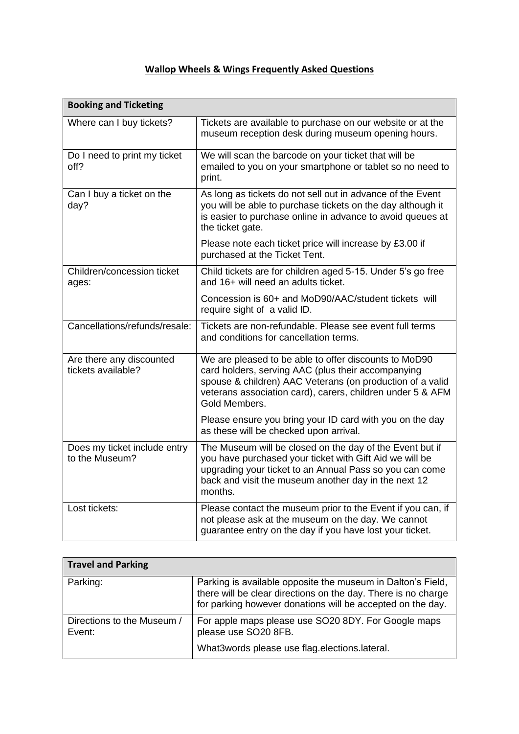# Wallop Wheels & Wings Frequently Asked Questions

| Booking and Ticketing | |
|---|---|
| Where can I buy tickets? | Tickets are available to purchase on our website or at the museum reception desk during museum opening hours. |
| Do I need to print my ticket off? | We will scan the barcode on your ticket that will be emailed to you on your smartphone or tablet so no need to print. |
| Can I buy a ticket on the day? | As long as tickets do not sell out in advance of the Event you will be able to purchase tickets on the day although it is easier to purchase online in advance to avoid queues at the ticket gate.<br><br>Please note each ticket price will increase by £3.00 if purchased at the Ticket Tent. |
| Children/concession ticket ages: | Child tickets are for children aged 5-15. Under 5's go free and 16+ will need an adults ticket.<br><br>Concession is 60+ and MoD90/AAC/student tickets will require sight of a valid ID. |
| Cancellations/refunds/resale: | Tickets are non-refundable. Please see event full terms and conditions for cancellation terms. |
| Are there any discounted tickets available? | We are pleased to be able to offer discounts to MoD90 card holders, serving AAC (plus their accompanying spouse & children) AAC Veterans (on production of a valid veterans association card), carers, children under 5 & AFM Gold Members.<br><br>Please ensure you bring your ID card with you on the day as these will be checked upon arrival. |
| Does my ticket include entry to the Museum? | The Museum will be closed on the day of the Event but if you have purchased your ticket with Gift Aid we will be upgrading your ticket to an Annual Pass so you can come back and visit the museum another day in the next 12 months. |
| Lost tickets: | Please contact the museum prior to the Event if you can, if not please ask at the museum on the day. We cannot guarantee entry on the day if you have lost your ticket. |

| Travel and Parking | |
|---|---|
| Parking: | Parking is available opposite the museum in Dalton's Field, there will be clear directions on the day. There is no charge for parking however donations will be accepted on the day. |
| Directions to the Museum / Event: | For apple maps please use SO20 8DY. For Google maps please use SO20 8FB.<br><br>What3words please use flag.elections.lateral. |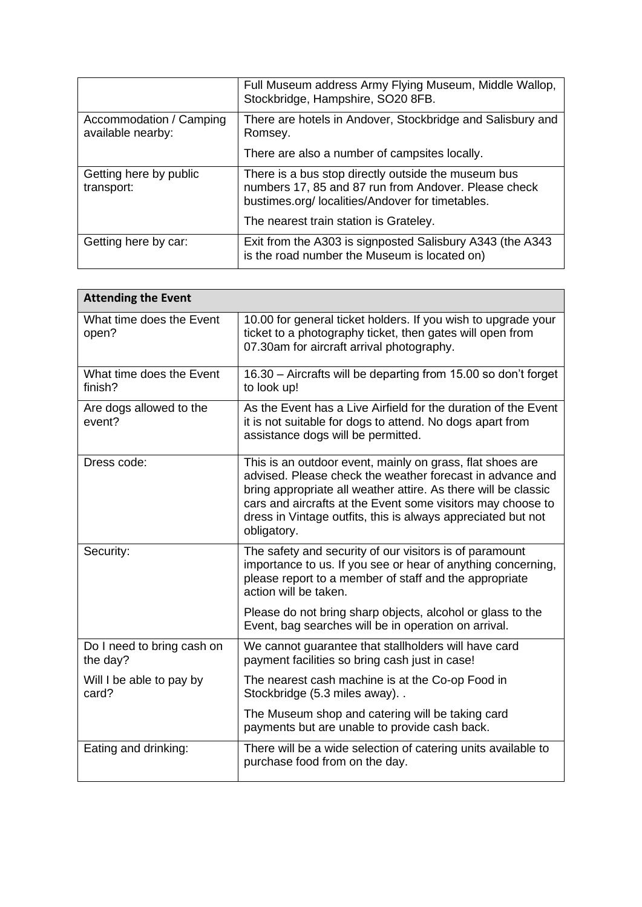| | |
|---|---|
| | Full Museum address Army Flying Museum, Middle Wallop, Stockbridge, Hampshire, SO20 8FB. |
| Accommodation / Camping available nearby: | There are hotels in Andover, Stockbridge and Salisbury and Romsey.<br><br>There are also a number of campsites locally. |
| Getting here by public transport: | There is a bus stop directly outside the museum bus numbers 17, 85 and 87 run from Andover. Please check bustimes.org/ localities/Andover for timetables.<br><br>The nearest train station is Grateley. |
| Getting here by car: | Exit from the A303 is signposted Salisbury A343 (the A343 is the road number the Museum is located on) |

| **Attending the Event** | |
|---|---|
| What time does the Event open? | 10.00 for general ticket holders. If you wish to upgrade your ticket to a photography ticket, then gates will open from 07.30am for aircraft arrival photography. |
| What time does the Event finish? | 16.30 – Aircrafts will be departing from 15.00 so don't forget to look up! |
| Are dogs allowed to the event? | As the Event has a Live Airfield for the duration of the Event it is not suitable for dogs to attend. No dogs apart from assistance dogs will be permitted. |
| Dress code: | This is an outdoor event, mainly on grass, flat shoes are advised. Please check the weather forecast in advance and bring appropriate all weather attire. As there will be classic cars and aircrafts at the Event some visitors may choose to dress in Vintage outfits, this is always appreciated but not obligatory. |
| Security: | The safety and security of our visitors is of paramount importance to us. If you see or hear of anything concerning, please report to a member of staff and the appropriate action will be taken.<br><br>Please do not bring sharp objects, alcohol or glass to the Event, bag searches will be in operation on arrival. |
| Do I need to bring cash on the day?<br><br>Will I be able to pay by card? | We cannot guarantee that stallholders will have card payment facilities so bring cash just in case!<br><br>The nearest cash machine is at the Co-op Food in Stockbridge (5.3 miles away). .<br><br>The Museum shop and catering will be taking card payments but are unable to provide cash back. |
| Eating and drinking: | There will be a wide selection of catering units available to purchase food from on the day. |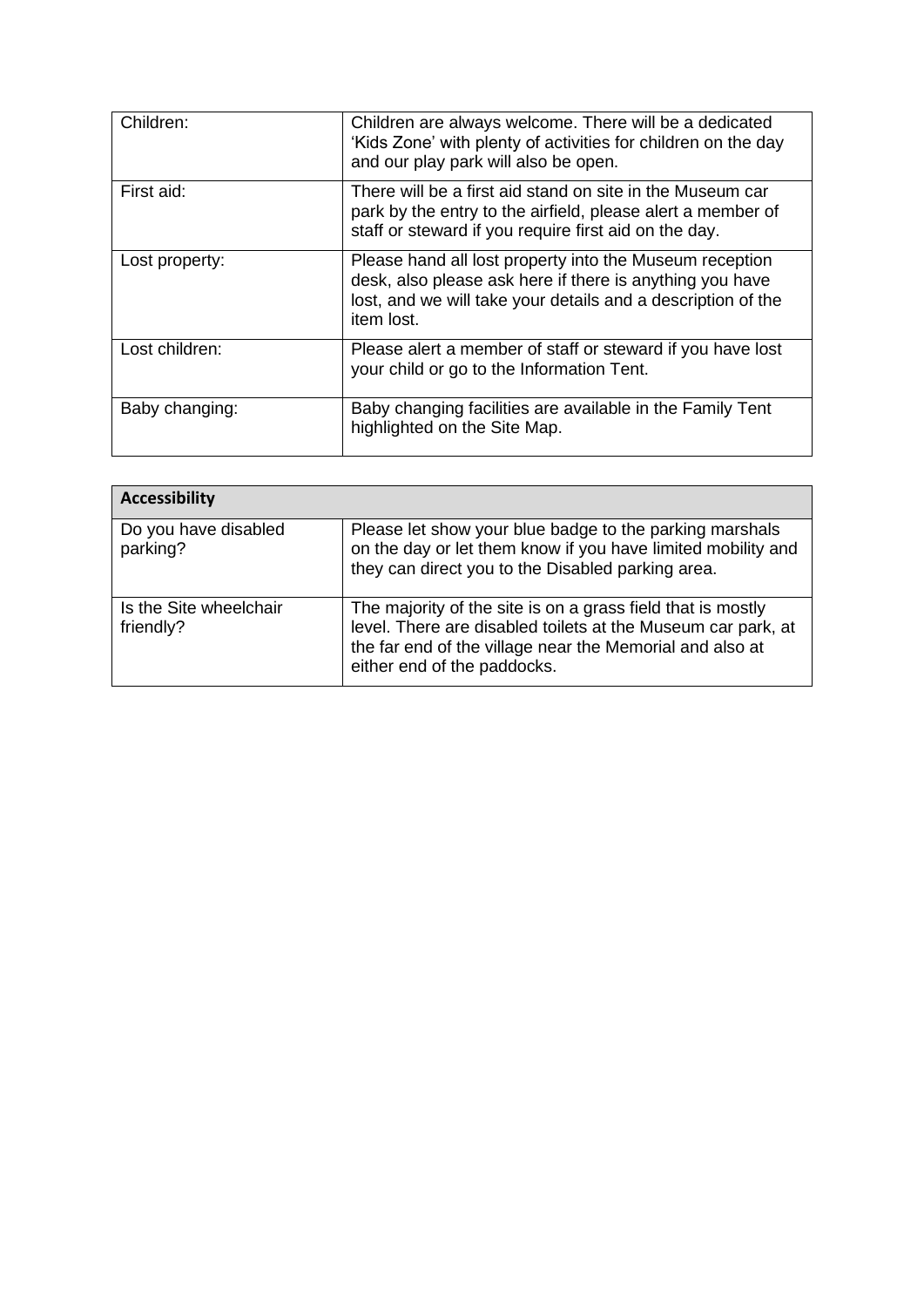| | |
|---|---|
| Children: | Children are always welcome. There will be a dedicated 'Kids Zone' with plenty of activities for children on the day and our play park will also be open. |
| First aid: | There will be a first aid stand on site in the Museum car park by the entry to the airfield, please alert a member of staff or steward if you require first aid on the day. |
| Lost property: | Please hand all lost property into the Museum reception desk, also please ask here if there is anything you have lost, and we will take your details and a description of the item lost. |
| Lost children: | Please alert a member of staff or steward if you have lost your child or go to the Information Tent. |
| Baby changing: | Baby changing facilities are available in the Family Tent highlighted on the Site Map. |

| **Accessibility** | |
|---|---|
| Do you have disabled parking? | Please let show your blue badge to the parking marshals on the day or let them know if you have limited mobility and they can direct you to the Disabled parking area. |
| Is the Site wheelchair friendly? | The majority of the site is on a grass field that is mostly level. There are disabled toilets at the Museum car park, at the far end of the village near the Memorial and also at either end of the paddocks. |